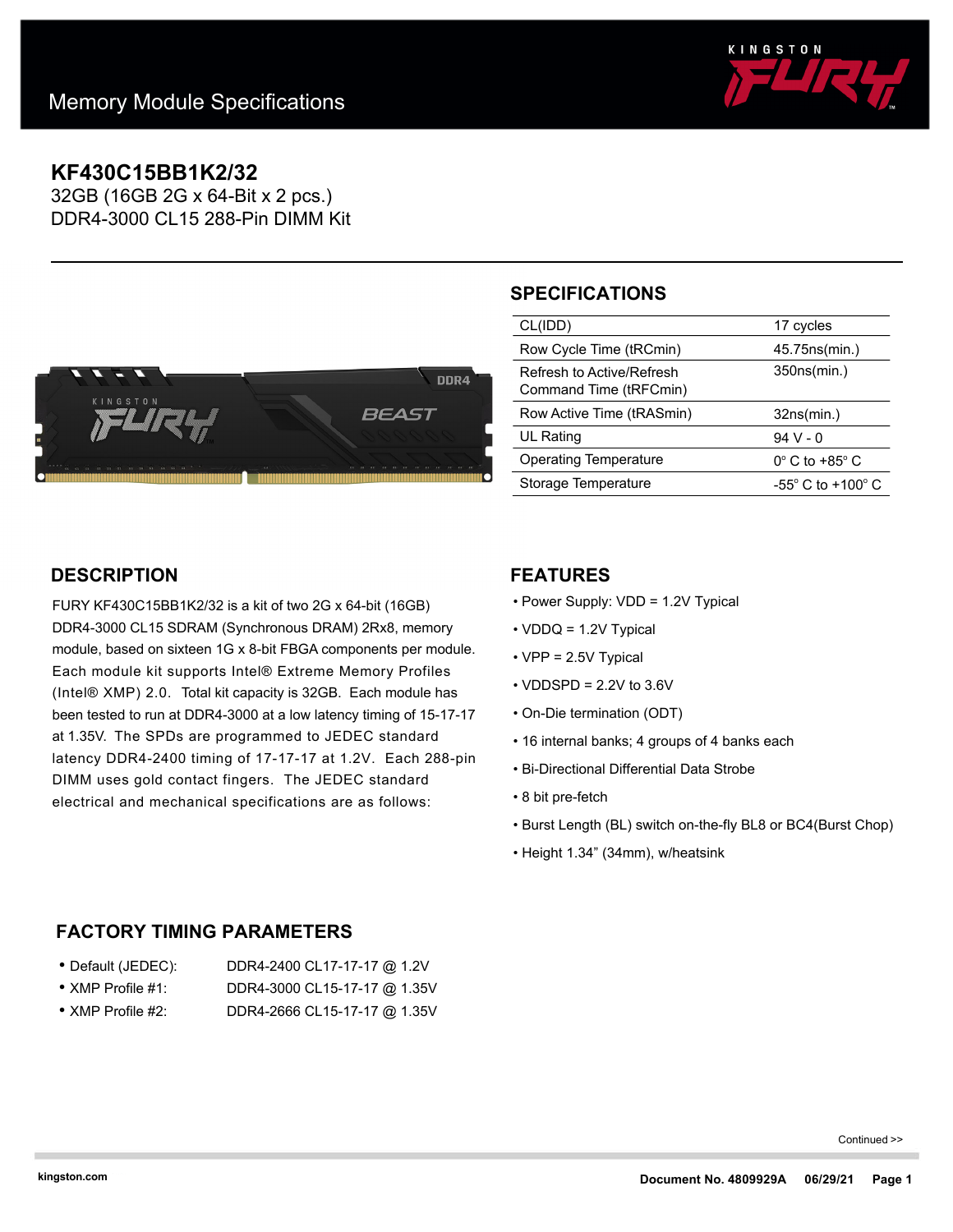Memory Module Specifications

# KF430C15BB1K2/32

32GB (16GB 2G x 64-Bit x 2 pcs.)
DDR4-3000 CL15 288-Pin DIMM Kit

## SPECIFICATIONS

| | |
|---|---|
| CL(IDD) | 17 cycles |
| Row Cycle Time (tRCmin) | 45.75ns(min.) |
| Refresh to Active/Refresh Command Time (tRFCmin) | 350ns(min.) |
| Row Active Time (tRASmin) | 32ns(min.) |
| UL Rating | 94 V - 0 |
| Operating Temperature | 0° C to +85° C |
| Storage Temperature | -55° C to +100° C |

## DESCRIPTION

FURY KF430C15BB1K2/32 is a kit of two 2G x 64-bit (16GB) DDR4-3000 CL15 SDRAM (Synchronous DRAM) 2Rx8, memory module, based on sixteen 1G x 8-bit FBGA components per module. Each module kit supports Intel® Extreme Memory Profiles (Intel® XMP) 2.0. Total kit capacity is 32GB. Each module has been tested to run at DDR4-3000 at a low latency timing of 15-17-17 at 1.35V. The SPDs are programmed to JEDEC standard latency DDR4-2400 timing of 17-17-17 at 1.2V. Each 288-pin DIMM uses gold contact fingers. The JEDEC standard electrical and mechanical specifications are as follows:

## FEATURES

- Power Supply: VDD = 1.2V Typical
- VDDQ = 1.2V Typical
- VPP = 2.5V Typical
- VDDSPD = 2.2V to 3.6V
- On-Die termination (ODT)
- 16 internal banks; 4 groups of 4 banks each
- Bi-Directional Differential Data Strobe
- 8 bit pre-fetch
- Burst Length (BL) switch on-the-fly BL8 or BC4(Burst Chop)
- Height 1.34" (34mm), w/heatsink

## FACTORY TIMING PARAMETERS

- Default (JEDEC): DDR4-2400 CL17-17-17 @ 1.2V
- XMP Profile #1: DDR4-3000 CL15-17-17 @ 1.35V
- XMP Profile #2: DDR4-2666 CL15-17-17 @ 1.35V

Continued >>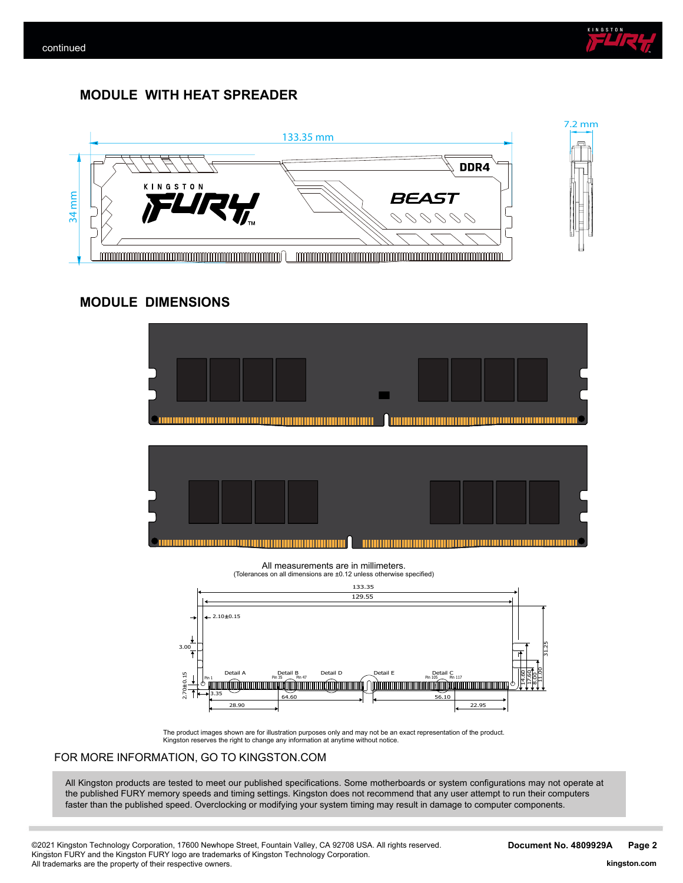continued

## MODULE WITH HEAT SPREADER

133.35 mm

34 mm

7.2 mm

## MODULE DIMENSIONS

All measurements are in millimeters.
(Tolerances on all dimensions are ±0.12 unless otherwise specified)

133.35
129.55
2.10±0.15
3.00
2.70±0.15
31.25
14.60
17.60
8.00
11.00
Detail A
Detail B
Detail D
Detail E
Detail C
Pin 1
Pin 35
Pin 47
Pin 105
Pin 117
3.35
28.90
64.60
56.10
22.95

The product images shown are for illustration purposes only and may not be an exact representation of the product.
Kingston reserves the right to change any information at anytime without notice.

FOR MORE INFORMATION, GO TO KINGSTON.COM

All Kingston products are tested to meet our published specifications. Some motherboards or system configurations may not operate at the published FURY memory speeds and timing settings. Kingston does not recommend that any user attempt to run their computers faster than the published speed. Overclocking or modifying your system timing may result in damage to computer components.

©2021 Kingston Technology Corporation, 17600 Newhope Street, Fountain Valley, CA 92708 USA. All rights reserved.
Kingston FURY and the Kingston FURY logo are trademarks of Kingston Technology Corporation.
All trademarks are the property of their respective owners.

**Document No. 4809929A**

kingston.com